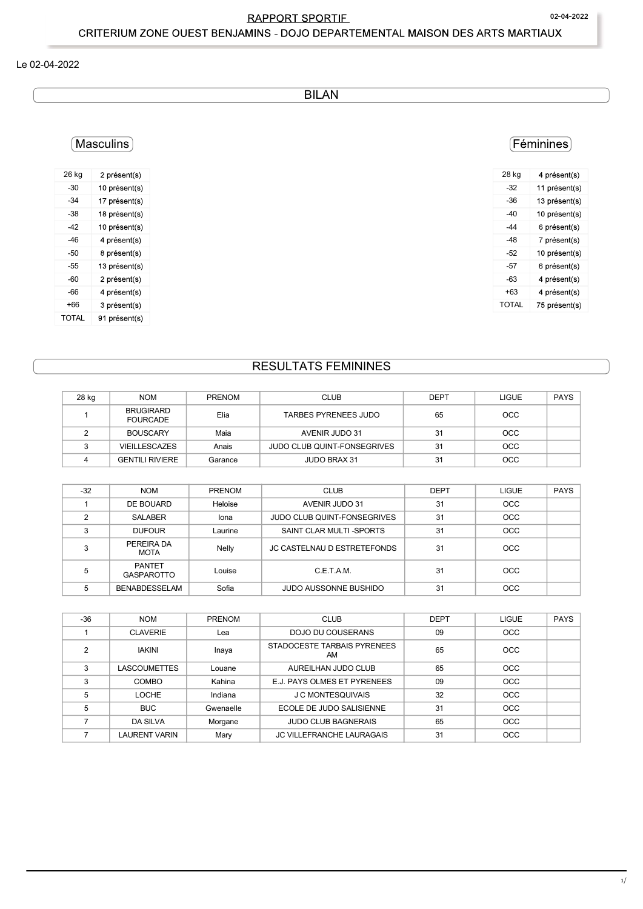# RAPPORT SPORTIF

## CRITERIUM ZONE OUEST BENJAMINS - DOJO DEPARTEMENTAL MAISON DES ARTS MARTIAUX

Le 02-04-2022

## BILAN

### Masculins

| 26 kg | 2 présent(s) |
|---|---|
| -30 | 10 présent(s) |
| -34 | 17 présent(s) |
| -38 | 18 présent(s) |
| -42 | 10 présent(s) |
| -46 | 4 présent(s) |
| -50 | 8 présent(s) |
| -55 | 13 présent(s) |
| -60 | 2 présent(s) |
| -66 | 4 présent(s) |
| +66 | 3 présent(s) |
| TOTAL | 91 présent(s) |

### Féminines

| 28 kg | 4 présent(s) |
|---|---|
| -32 | 11 présent(s) |
| -36 | 13 présent(s) |
| -40 | 10 présent(s) |
| -44 | 6 présent(s) |
| -48 | 7 présent(s) |
| -52 | 10 présent(s) |
| -57 | 6 présent(s) |
| -63 | 4 présent(s) |
| +63 | 4 présent(s) |
| TOTAL | 75 présent(s) |

## RESULTATS FEMININES

| 28 kg | NOM | PRENOM | CLUB | DEPT | LIGUE | PAYS |
|---|---|---|---|---|---|---|
| 1 | BRUGIRARD FOURCADE | Elia | TARBES PYRENEES JUDO | 65 | OCC | |
| 2 | BOUSCARY | Maia | AVENIR JUDO 31 | 31 | OCC | |
| 3 | VIEILLESCAZES | Anais | JUDO CLUB QUINT-FONSEGRIVES | 31 | OCC | |
| 4 | GENTILI RIVIERE | Garance | JUDO BRAX 31 | 31 | OCC | |

| -32 | NOM | PRENOM | CLUB | DEPT | LIGUE | PAYS |
|---|---|---|---|---|---|---|
| 1 | DE BOUARD | Heloise | AVENIR JUDO 31 | 31 | OCC | |
| 2 | SALABER | Iona | JUDO CLUB QUINT-FONSEGRIVES | 31 | OCC | |
| 3 | DUFOUR | Laurine | SAINT CLAR MULTI -SPORTS | 31 | OCC | |
| 3 | PEREIRA DA MOTA | Nelly | JC CASTELNAU D ESTRETEFONDS | 31 | OCC | |
| 5 | PANTET GASPAROTTO | Louise | C.E.T.A.M. | 31 | OCC | |
| 5 | BENABDESSELAM | Sofia | JUDO AUSSONNE BUSHIDO | 31 | OCC | |

| -36 | NOM | PRENOM | CLUB | DEPT | LIGUE | PAYS |
|---|---|---|---|---|---|---|
| 1 | CLAVERIE | Lea | DOJO DU COUSERANS | 09 | OCC | |
| 2 | IAKINI | Inaya | STADOCESTE TARBAIS PYRENEES AM | 65 | OCC | |
| 3 | LASCOUMETTES | Louane | AUREILHAN JUDO CLUB | 65 | OCC | |
| 3 | COMBO | Kahina | E.J. PAYS OLMES ET PYRENEES | 09 | OCC | |
| 5 | LOCHE | Indiana | J C MONTESQUIVAIS | 32 | OCC | |
| 5 | BUC | Gwenaelle | ECOLE DE JUDO SALISIENNE | 31 | OCC | |
| 7 | DA SILVA | Morgane | JUDO CLUB BAGNERAIS | 65 | OCC | |
| 7 | LAURENT VARIN | Mary | JC VILLEFRANCHE LAURAGAIS | 31 | OCC | |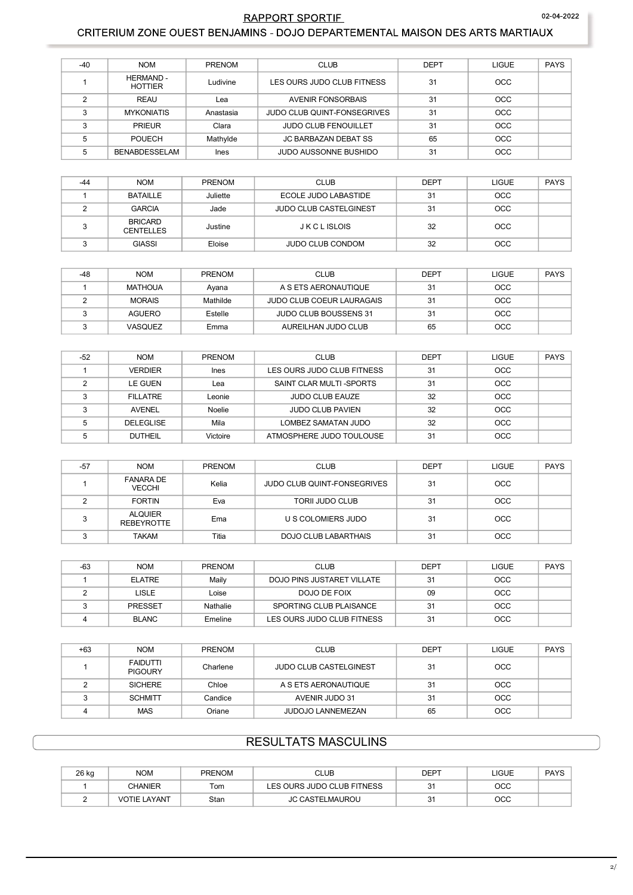| -40 | NOM | PRENOM | CLUB | DEPT | LIGUE | PAYS |
|---|---|---|---|---|---|---|
| 1 | HERMAND - HOTTIER | Ludivine | LES OURS JUDO CLUB FITNESS | 31 | OCC | |
| 2 | REAU | Lea | AVENIR FONSORBAIS | 31 | OCC | |
| 3 | MYKONIATIS | Anastasia | JUDO CLUB QUINT-FONSEGRIVES | 31 | OCC | |
| 3 | PRIEUR | Clara | JUDO CLUB FENOUILLET | 31 | OCC | |
| 5 | POUECH | Mathylde | JC BARBAZAN DEBAT SS | 65 | OCC | |
| 5 | BENABDESSELAM | Ines | JUDO AUSSONNE BUSHIDO | 31 | OCC | |

| -44 | NOM | PRENOM | CLUB | DEPT | LIGUE | PAYS |
|---|---|---|---|---|---|---|
| 1 | BATAILLE | Juliette | ECOLE JUDO LABASTIDE | 31 | OCC | |
| 2 | GARCIA | Jade | JUDO CLUB CASTELGINEST | 31 | OCC | |
| 3 | BRICARD CENTELLES | Justine | J K C L ISLOIS | 32 | OCC | |
| 3 | GIASSI | Eloise | JUDO CLUB CONDOM | 32 | OCC | |

| -48 | NOM | PRENOM | CLUB | DEPT | LIGUE | PAYS |
|---|---|---|---|---|---|---|
| 1 | MATHOUA | Ayana | A S ETS AERONAUTIQUE | 31 | OCC | |
| 2 | MORAIS | Mathilde | JUDO CLUB COEUR LAURAGAIS | 31 | OCC | |
| 3 | AGUERO | Estelle | JUDO CLUB BOUSSENS 31 | 31 | OCC | |
| 3 | VASQUEZ | Emma | AUREILHAN JUDO CLUB | 65 | OCC | |

| -52 | NOM | PRENOM | CLUB | DEPT | LIGUE | PAYS |
|---|---|---|---|---|---|---|
| 1 | VERDIER | Ines | LES OURS JUDO CLUB FITNESS | 31 | OCC | |
| 2 | LE GUEN | Lea | SAINT CLAR MULTI -SPORTS | 31 | OCC | |
| 3 | FILLATRE | Leonie | JUDO CLUB EAUZE | 32 | OCC | |
| 3 | AVENEL | Noelie | JUDO CLUB PAVIEN | 32 | OCC | |
| 5 | DELEGLISE | Mila | LOMBEZ SAMATAN JUDO | 32 | OCC | |
| 5 | DUTHEIL | Victoire | ATMOSPHERE JUDO TOULOUSE | 31 | OCC | |

| -57 | NOM | PRENOM | CLUB | DEPT | LIGUE | PAYS |
|---|---|---|---|---|---|---|
| 1 | FANARA DE VECCHI | Kelia | JUDO CLUB QUINT-FONSEGRIVES | 31 | OCC | |
| 2 | FORTIN | Eva | TORII JUDO CLUB | 31 | OCC | |
| 3 | ALQUIER REBEYROTTE | Ema | U S COLOMIERS JUDO | 31 | OCC | |
| 3 | TAKAM | Titia | DOJO CLUB LABARTHAIS | 31 | OCC | |

| -63 | NOM | PRENOM | CLUB | DEPT | LIGUE | PAYS |
|---|---|---|---|---|---|---|
| 1 | ELATRE | Maily | DOJO PINS JUSTARET VILLATE | 31 | OCC | |
| 2 | LISLE | Loise | DOJO DE FOIX | 09 | OCC | |
| 3 | PRESSET | Nathalie | SPORTING CLUB PLAISANCE | 31 | OCC | |
| 4 | BLANC | Emeline | LES OURS JUDO CLUB FITNESS | 31 | OCC | |

| +63 | NOM | PRENOM | CLUB | DEPT | LIGUE | PAYS |
|---|---|---|---|---|---|---|
| 1 | FAIDUTTI PIGOURY | Charlene | JUDO CLUB CASTELGINEST | 31 | OCC | |
| 2 | SICHERE | Chloe | A S ETS AERONAUTIQUE | 31 | OCC | |
| 3 | SCHMITT | Candice | AVENIR JUDO 31 | 31 | OCC | |
| 4 | MAS | Oriane | JUDOJO LANNEMEZAN | 65 | OCC | |

## RESULTATS MASCULINS

| 26 kg | NOM | PRENOM | CLUB | DEPT | LIGUE | PAYS |
|---|---|---|---|---|---|---|
| 1 | CHANIER | Tom | LES OURS JUDO CLUB FITNESS | 31 | OCC | |
| 2 | VOTIE LAYANT | Stan | JC CASTELMAUROU | 31 | OCC | |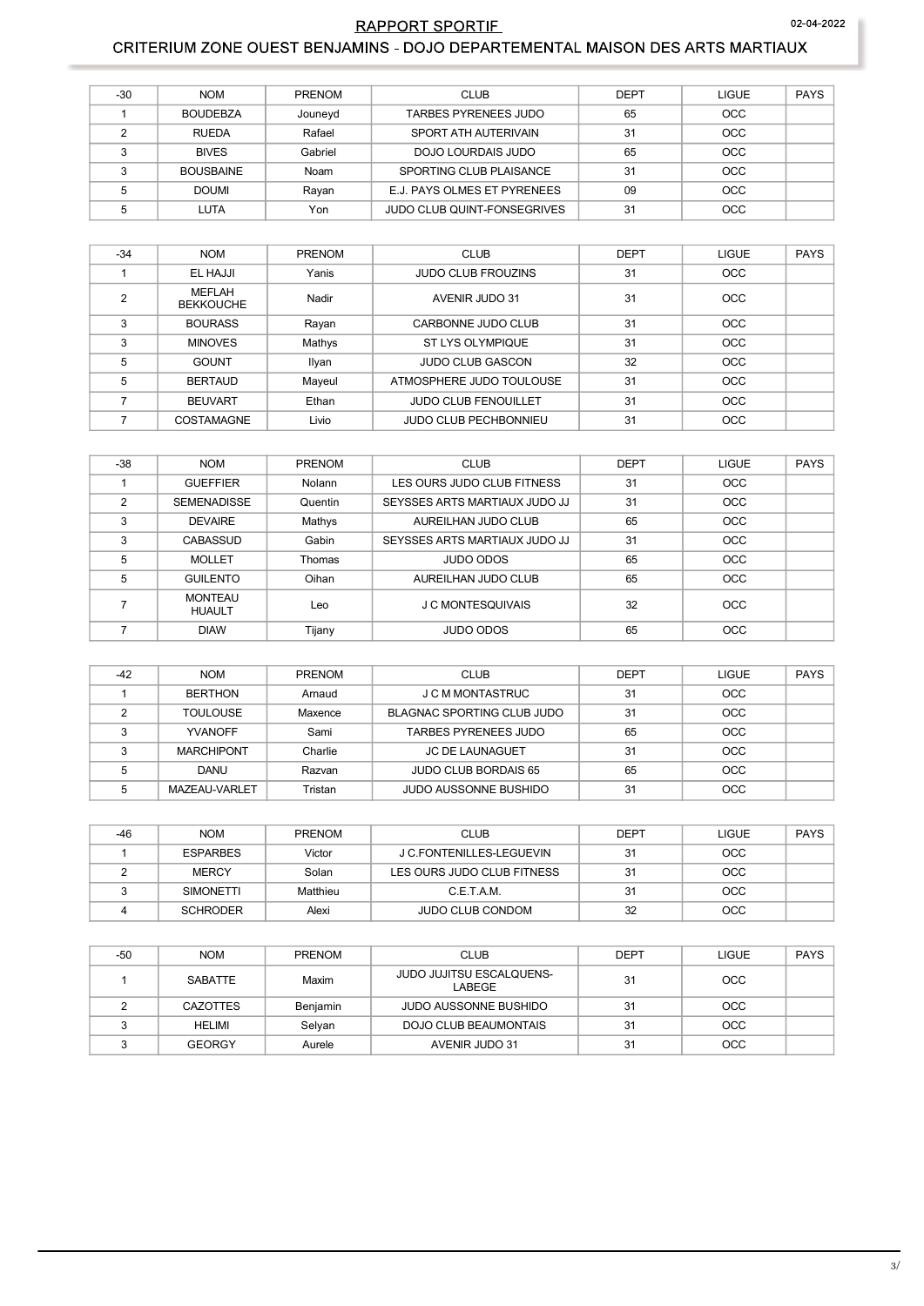## RAPPORT SPORTIF

## CRITERIUM ZONE OUEST BENJAMINS - DOJO DEPARTEMENTAL MAISON DES ARTS MARTIAUX

| -30 | NOM | PRENOM | CLUB | DEPT | LIGUE | PAYS |
|---|---|---|---|---|---|---|
| 1 | BOUDEBZA | Jouneyd | TARBES PYRENEES JUDO | 65 | OCC | |
| 2 | RUEDA | Rafael | SPORT ATH AUTERIVAIN | 31 | OCC | |
| 3 | BIVES | Gabriel | DOJO LOURDAIS JUDO | 65 | OCC | |
| 3 | BOUSBAINE | Noam | SPORTING CLUB PLAISANCE | 31 | OCC | |
| 5 | DOUMI | Rayan | E.J. PAYS OLMES ET PYRENEES | 09 | OCC | |
| 5 | LUTA | Yon | JUDO CLUB QUINT-FONSEGRIVES | 31 | OCC | |

| -34 | NOM | PRENOM | CLUB | DEPT | LIGUE | PAYS |
|---|---|---|---|---|---|---|
| 1 | EL HAJJI | Yanis | JUDO CLUB FROUZINS | 31 | OCC | |
| 2 | MEFLAH BEKKOUCHE | Nadir | AVENIR JUDO 31 | 31 | OCC | |
| 3 | BOURASS | Rayan | CARBONNE JUDO CLUB | 31 | OCC | |
| 3 | MINOVES | Mathys | ST LYS OLYMPIQUE | 31 | OCC | |
| 5 | GOUNT | Ilyan | JUDO CLUB GASCON | 32 | OCC | |
| 5 | BERTAUD | Mayeul | ATMOSPHERE JUDO TOULOUSE | 31 | OCC | |
| 7 | BEUVART | Ethan | JUDO CLUB FENOUILLET | 31 | OCC | |
| 7 | COSTAMAGNE | Livio | JUDO CLUB PECHBONNIEU | 31 | OCC | |

| -38 | NOM | PRENOM | CLUB | DEPT | LIGUE | PAYS |
|---|---|---|---|---|---|---|
| 1 | GUEFFIER | Nolann | LES OURS JUDO CLUB FITNESS | 31 | OCC | |
| 2 | SEMENADISSE | Quentin | SEYSSES ARTS MARTIAUX JUDO JJ | 31 | OCC | |
| 3 | DEVAIRE | Mathys | AUREILHAN JUDO CLUB | 65 | OCC | |
| 3 | CABASSUD | Gabin | SEYSSES ARTS MARTIAUX JUDO JJ | 31 | OCC | |
| 5 | MOLLET | Thomas | JUDO ODOS | 65 | OCC | |
| 5 | GUILENTO | Oihan | AUREILHAN JUDO CLUB | 65 | OCC | |
| 7 | MONTEAU HUAULT | Leo | J C MONTESQUIVAIS | 32 | OCC | |
| 7 | DIAW | Tijany | JUDO ODOS | 65 | OCC | |

| -42 | NOM | PRENOM | CLUB | DEPT | LIGUE | PAYS |
|---|---|---|---|---|---|---|
| 1 | BERTHON | Arnaud | J C M MONTASTRUC | 31 | OCC | |
| 2 | TOULOUSE | Maxence | BLAGNAC SPORTING CLUB JUDO | 31 | OCC | |
| 3 | YVANOFF | Sami | TARBES PYRENEES JUDO | 65 | OCC | |
| 3 | MARCHIPONT | Charlie | JC DE LAUNAGUET | 31 | OCC | |
| 5 | DANU | Razvan | JUDO CLUB BORDAIS 65 | 65 | OCC | |
| 5 | MAZEAU-VARLET | Tristan | JUDO AUSSONNE BUSHIDO | 31 | OCC | |

| -46 | NOM | PRENOM | CLUB | DEPT | LIGUE | PAYS |
|---|---|---|---|---|---|---|
| 1 | ESPARBES | Victor | J C.FONTENILLES-LEGUEVIN | 31 | OCC | |
| 2 | MERCY | Solan | LES OURS JUDO CLUB FITNESS | 31 | OCC | |
| 3 | SIMONETTI | Matthieu | C.E.T.A.M. | 31 | OCC | |
| 4 | SCHRODER | Alexi | JUDO CLUB CONDOM | 32 | OCC | |

| -50 | NOM | PRENOM | CLUB | DEPT | LIGUE | PAYS |
|---|---|---|---|---|---|---|
| 1 | SABATTE | Maxim | JUDO JUJITSU ESCALQUENS-LABEGE | 31 | OCC | |
| 2 | CAZOTTES | Benjamin | JUDO AUSSONNE BUSHIDO | 31 | OCC | |
| 3 | HELIMI | Selyan | DOJO CLUB BEAUMONTAIS | 31 | OCC | |
| 3 | GEORGY | Aurele | AVENIR JUDO 31 | 31 | OCC | |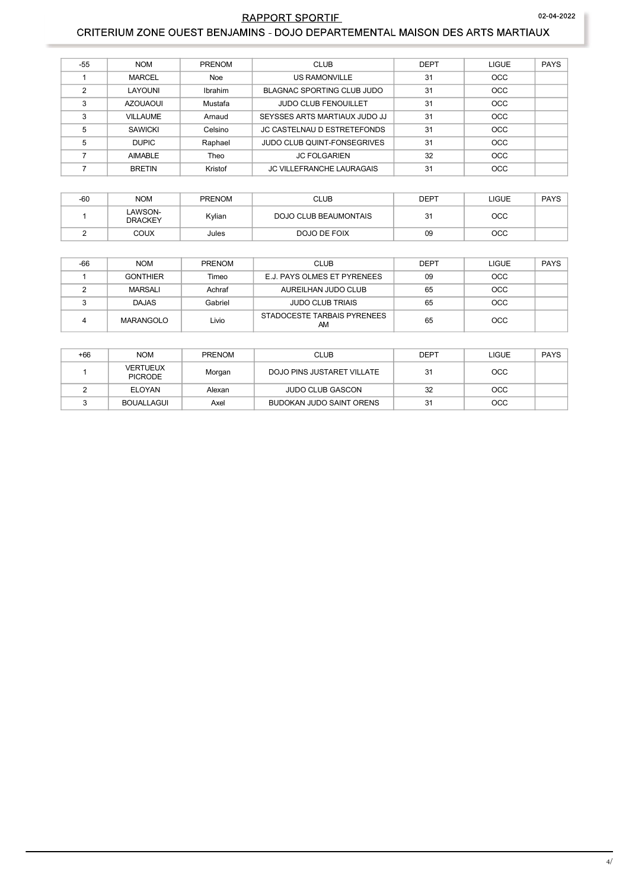## RAPPORT SPORTIF

02-04-2022

## CRITERIUM ZONE OUEST BENJAMINS - DOJO DEPARTEMENTAL MAISON DES ARTS MARTIAUX

| -55 | NOM | PRENOM | CLUB | DEPT | LIGUE | PAYS |
|---|---|---|---|---|---|---|
| 1 | MARCEL | Noe | US RAMONVILLE | 31 | OCC | |
| 2 | LAYOUNI | Ibrahim | BLAGNAC SPORTING CLUB JUDO | 31 | OCC | |
| 3 | AZOUAOUI | Mustafa | JUDO CLUB FENOUILLET | 31 | OCC | |
| 3 | VILLAUME | Arnaud | SEYSSES ARTS MARTIAUX JUDO JJ | 31 | OCC | |
| 5 | SAWICKI | Celsino | JC CASTELNAU D ESTRETEFONDS | 31 | OCC | |
| 5 | DUPIC | Raphael | JUDO CLUB QUINT-FONSEGRIVES | 31 | OCC | |
| 7 | AIMABLE | Theo | JC FOLGARIEN | 32 | OCC | |
| 7 | BRETIN | Kristof | JC VILLEFRANCHE LAURAGAIS | 31 | OCC | |

| -60 | NOM | PRENOM | CLUB | DEPT | LIGUE | PAYS |
|---|---|---|---|---|---|---|
| 1 | LAWSON-DRACKEY | Kylian | DOJO CLUB BEAUMONTAIS | 31 | OCC | |
| 2 | COUX | Jules | DOJO DE FOIX | 09 | OCC | |

| -66 | NOM | PRENOM | CLUB | DEPT | LIGUE | PAYS |
|---|---|---|---|---|---|---|
| 1 | GONTHIER | Timeo | E.J. PAYS OLMES ET PYRENEES | 09 | OCC | |
| 2 | MARSALI | Achraf | AUREILHAN JUDO CLUB | 65 | OCC | |
| 3 | DAJAS | Gabriel | JUDO CLUB TRIAIS | 65 | OCC | |
| 4 | MARANGOLO | Livio | STADOCESTE TARBAIS PYRENEES AM | 65 | OCC | |

| +66 | NOM | PRENOM | CLUB | DEPT | LIGUE | PAYS |
|---|---|---|---|---|---|---|
| 1 | VERTUEUX PICRODE | Morgan | DOJO PINS JUSTARET VILLATE | 31 | OCC | |
| 2 | ELOYAN | Alexan | JUDO CLUB GASCON | 32 | OCC | |
| 3 | BOUALLAGUI | Axel | BUDOKAN JUDO SAINT ORENS | 31 | OCC | |